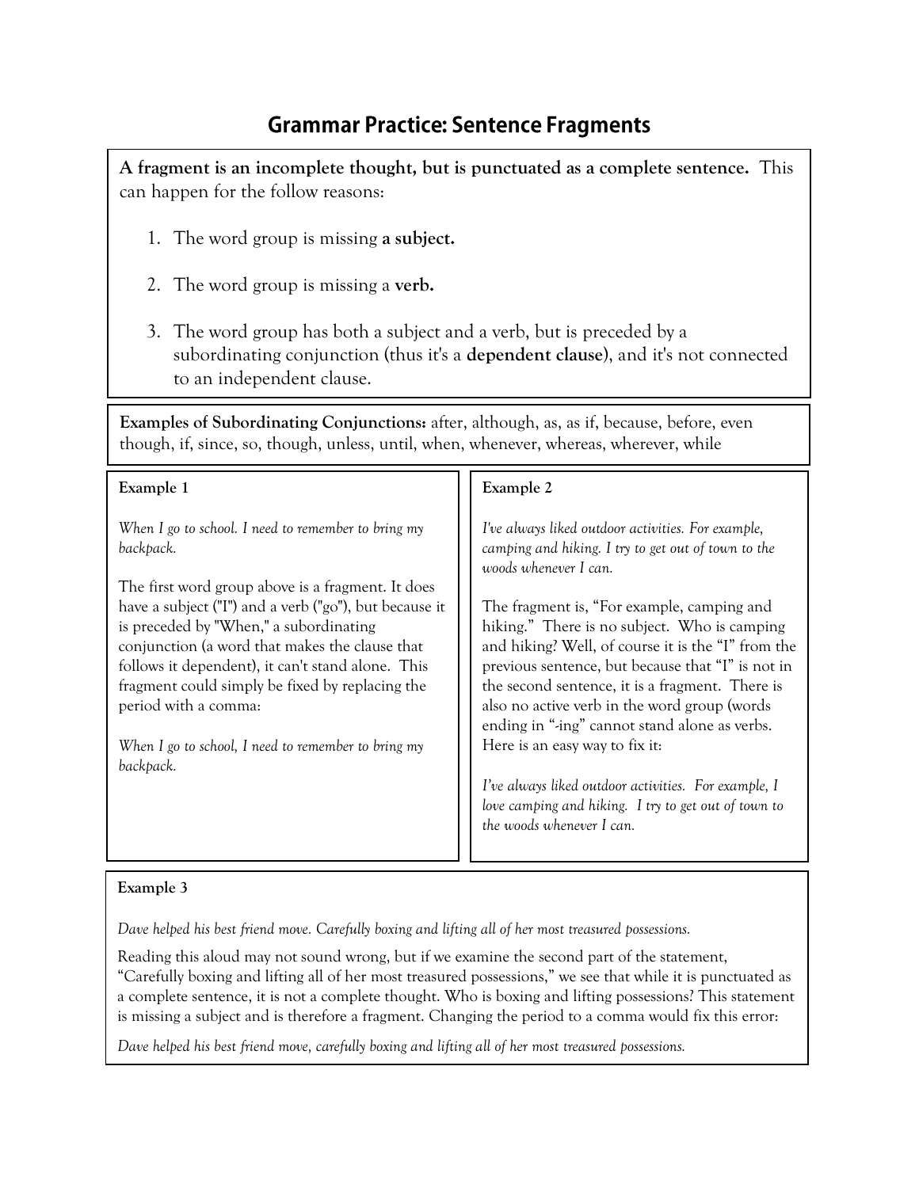# Grammar Practice: Sentence Fragments

**A fragment is an incomplete thought, but is punctuated as a complete sentence.** This can happen for the follow reasons:

1. The word group is missing **a subject.**
2. The word group is missing a **verb.**
3. The word group has both a subject and a verb, but is preceded by a subordinating conjunction (thus it's a **dependent clause**), and it's not connected to an independent clause.

**Examples of Subordinating Conjunctions:** after, although, as, as if, because, before, even though, if, since, so, though, unless, until, when, whenever, whereas, wherever, while

**Example 1**

*When I go to school. I need to remember to bring my backpack.*

The first word group above is a fragment. It does have a subject ("I") and a verb ("go"), but because it is preceded by "When," a subordinating conjunction (a word that makes the clause that follows it dependent), it can't stand alone. This fragment could simply be fixed by replacing the period with a comma:

*When I go to school, I need to remember to bring my backpack.*

**Example 2**

*I've always liked outdoor activities. For example, camping and hiking. I try to get out of town to the woods whenever I can.*

The fragment is, "For example, camping and hiking." There is no subject. Who is camping and hiking? Well, of course it is the "I" from the previous sentence, but because that "I" is not in the second sentence, it is a fragment. There is also no active verb in the word group (words ending in "-ing" cannot stand alone as verbs. Here is an easy way to fix it:

*I've always liked outdoor activities. For example, I love camping and hiking. I try to get out of town to the woods whenever I can.*

**Example 3**

*Dave helped his best friend move. Carefully boxing and lifting all of her most treasured possessions.*

Reading this aloud may not sound wrong, but if we examine the second part of the statement, "Carefully boxing and lifting all of her most treasured possessions," we see that while it is punctuated as a complete sentence, it is not a complete thought. Who is boxing and lifting possessions? This statement is missing a subject and is therefore a fragment. Changing the period to a comma would fix this error:

*Dave helped his best friend move, carefully boxing and lifting all of her most treasured possessions.*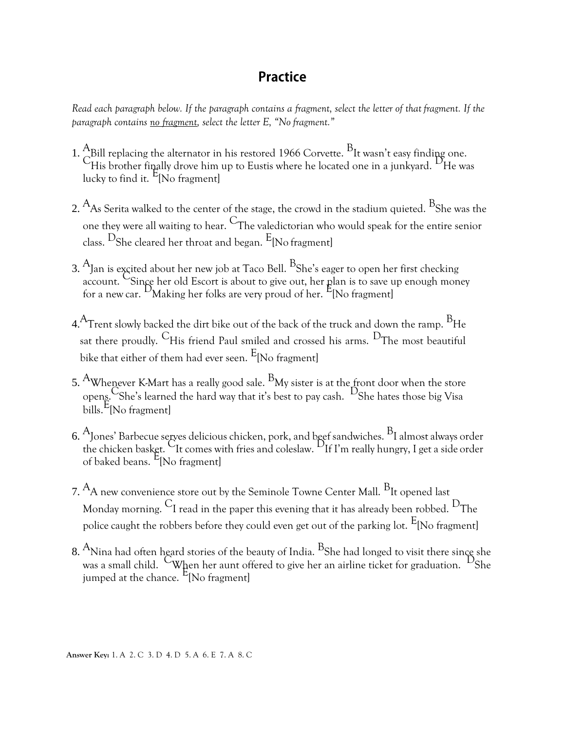# Practice

*Read each paragraph below. If the paragraph contains a fragment, select the letter of that fragment. If the paragraph contains no fragment, select the letter E, "No fragment."*

1. [A]Bill replacing the alternator in his restored 1966 Corvette. [B]It wasn't easy finding one. [C]His brother finally drove him up to Eustis where he located one in a junkyard. [D]He was lucky to find it. [E][No fragment]

2. [A]As Serita walked to the center of the stage, the crowd in the stadium quieted. [B]She was the one they were all waiting to hear. [C]The valedictorian who would speak for the entire senior class. [D]She cleared her throat and began. [E][No fragment]

3. [A]Jan is excited about her new job at Taco Bell. [B]She's eager to open her first checking account. [C]Since her old Escort is about to give out, her plan is to save up enough money for a new car. [D]Making her folks are very proud of her. [E][No fragment]

4. [A]Trent slowly backed the dirt bike out of the back of the truck and down the ramp. [B]He sat there proudly. [C]His friend Paul smiled and crossed his arms. [D]The most beautiful bike that either of them had ever seen. [E][No fragment]

5. [A]Whenever K-Mart has a really good sale. [B]My sister is at the front door when the store opens. [C]She's learned the hard way that it's best to pay cash. [D]She hates those big Visa bills. [E][No fragment]

6. [A]Jones' Barbecue serves delicious chicken, pork, and beef sandwiches. [B]I almost always order the chicken basket. [C]It comes with fries and coleslaw. [D]If I'm really hungry, I get a side order of baked beans. [E][No fragment]

7. [A]A new convenience store out by the Seminole Towne Center Mall. [B]It opened last Monday morning. [C]I read in the paper this evening that it has already been robbed. [D]The police caught the robbers before they could even get out of the parking lot. [E][No fragment]

8. [A]Nina had often heard stories of the beauty of India. [B]She had longed to visit there since she was a small child. [C]When her aunt offered to give her an airline ticket for graduation. [D]She jumped at the chance. [E][No fragment]

**Answer Key:** 1. A 2. C 3. D 4. D 5. A 6. E 7. A 8. C